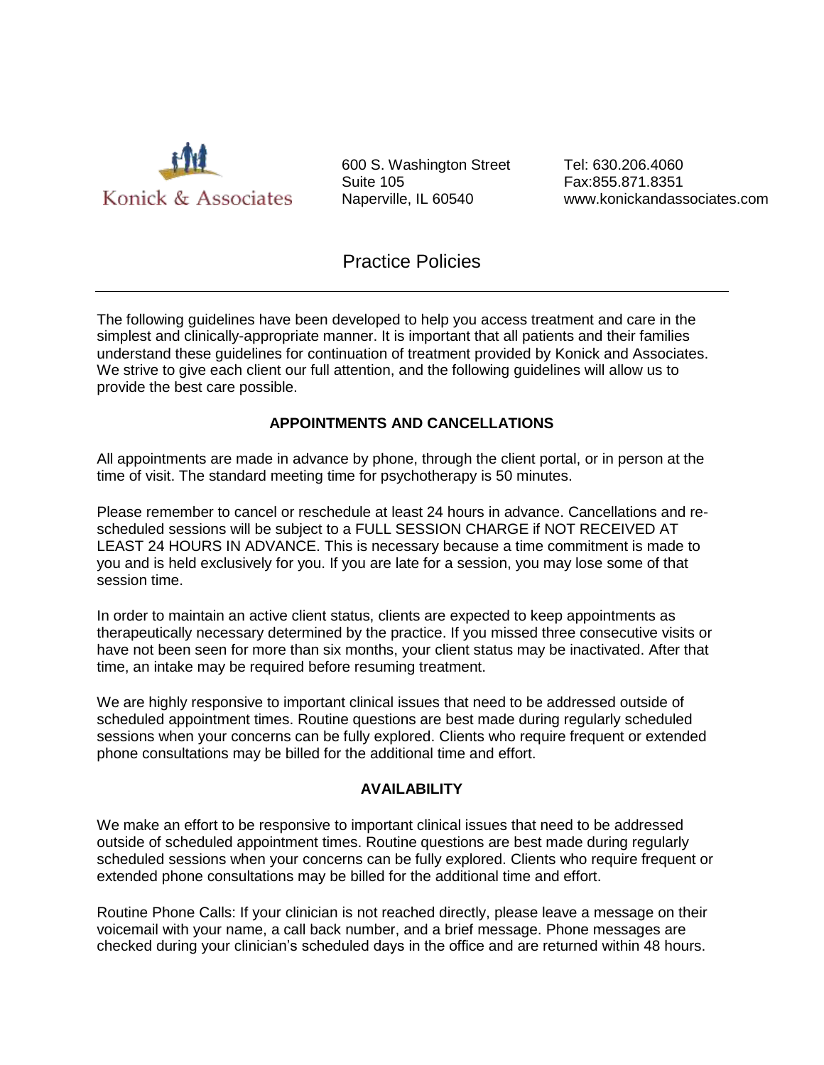Konick & Associates

600 S. Washington Street
Suite 105
Naperville, IL 60540

Tel: 630.206.4060
Fax:855.871.8351
www.konickandassociates.com

# Practice Policies

---

The following guidelines have been developed to help you access treatment and care in the simplest and clinically-appropriate manner. It is important that all patients and their families understand these guidelines for continuation of treatment provided by Konick and Associates. We strive to give each client our full attention, and the following guidelines will allow us to provide the best care possible.

## APPOINTMENTS AND CANCELLATIONS

All appointments are made in advance by phone, through the client portal, or in person at the time of visit. The standard meeting time for psychotherapy is 50 minutes.

Please remember to cancel or reschedule at least 24 hours in advance. Cancellations and re-scheduled sessions will be subject to a FULL SESSION CHARGE if NOT RECEIVED AT LEAST 24 HOURS IN ADVANCE. This is necessary because a time commitment is made to you and is held exclusively for you. If you are late for a session, you may lose some of that session time.

In order to maintain an active client status, clients are expected to keep appointments as therapeutically necessary determined by the practice. If you missed three consecutive visits or have not been seen for more than six months, your client status may be inactivated. After that time, an intake may be required before resuming treatment.

We are highly responsive to important clinical issues that need to be addressed outside of scheduled appointment times. Routine questions are best made during regularly scheduled sessions when your concerns can be fully explored. Clients who require frequent or extended phone consultations may be billed for the additional time and effort.

## AVAILABILITY

We make an effort to be responsive to important clinical issues that need to be addressed outside of scheduled appointment times. Routine questions are best made during regularly scheduled sessions when your concerns can be fully explored. Clients who require frequent or extended phone consultations may be billed for the additional time and effort.

Routine Phone Calls: If your clinician is not reached directly, please leave a message on their voicemail with your name, a call back number, and a brief message. Phone messages are checked during your clinician's scheduled days in the office and are returned within 48 hours.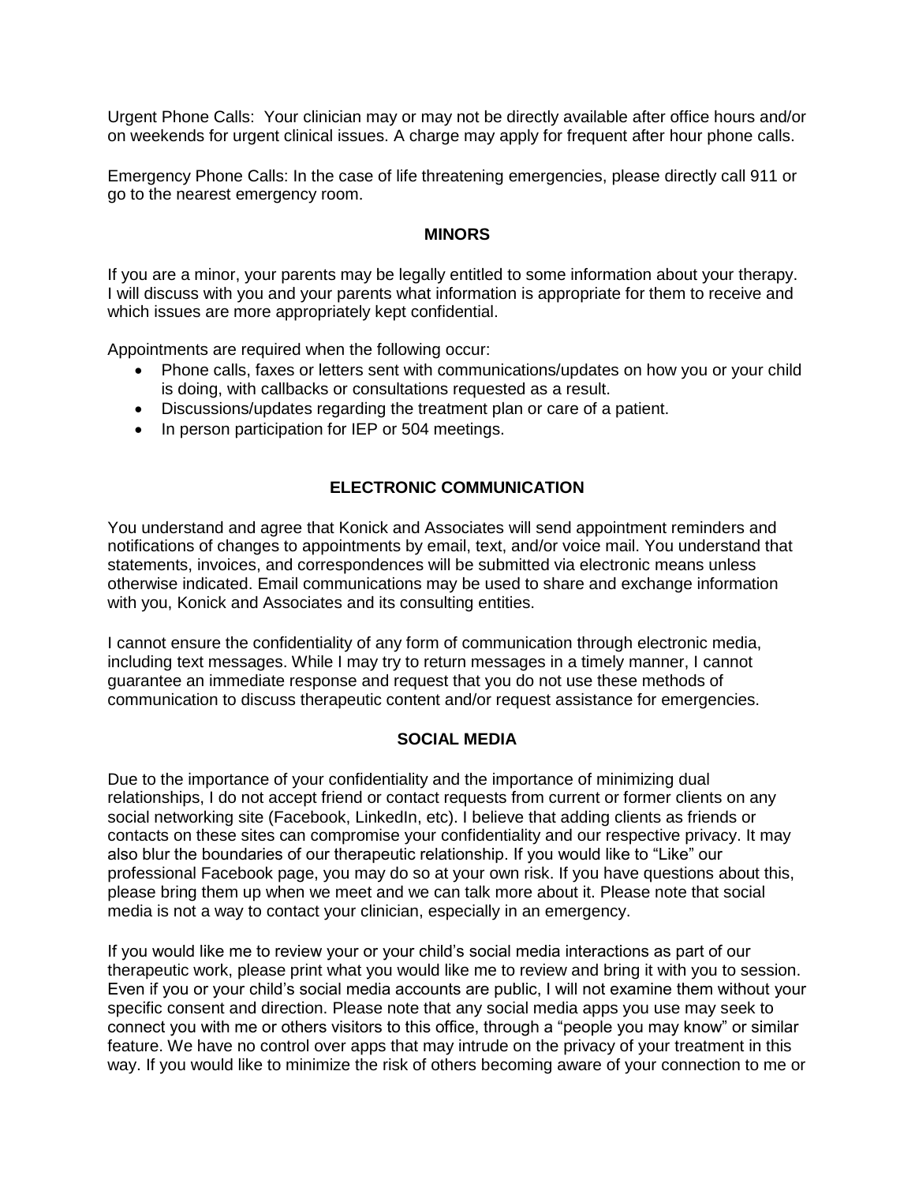Urgent Phone Calls: Your clinician may or may not be directly available after office hours and/or on weekends for urgent clinical issues. A charge may apply for frequent after hour phone calls.

Emergency Phone Calls: In the case of life threatening emergencies, please directly call 911 or go to the nearest emergency room.

## MINORS

If you are a minor, your parents may be legally entitled to some information about your therapy. I will discuss with you and your parents what information is appropriate for them to receive and which issues are more appropriately kept confidential.

Appointments are required when the following occur:

- Phone calls, faxes or letters sent with communications/updates on how you or your child is doing, with callbacks or consultations requested as a result.
- Discussions/updates regarding the treatment plan or care of a patient.
- In person participation for IEP or 504 meetings.

## ELECTRONIC COMMUNICATION

You understand and agree that Konick and Associates will send appointment reminders and notifications of changes to appointments by email, text, and/or voice mail. You understand that statements, invoices, and correspondences will be submitted via electronic means unless otherwise indicated. Email communications may be used to share and exchange information with you, Konick and Associates and its consulting entities.

I cannot ensure the confidentiality of any form of communication through electronic media, including text messages. While I may try to return messages in a timely manner, I cannot guarantee an immediate response and request that you do not use these methods of communication to discuss therapeutic content and/or request assistance for emergencies.

## SOCIAL MEDIA

Due to the importance of your confidentiality and the importance of minimizing dual relationships, I do not accept friend or contact requests from current or former clients on any social networking site (Facebook, LinkedIn, etc). I believe that adding clients as friends or contacts on these sites can compromise your confidentiality and our respective privacy. It may also blur the boundaries of our therapeutic relationship. If you would like to "Like" our professional Facebook page, you may do so at your own risk. If you have questions about this, please bring them up when we meet and we can talk more about it. Please note that social media is not a way to contact your clinician, especially in an emergency.

If you would like me to review your or your child's social media interactions as part of our therapeutic work, please print what you would like me to review and bring it with you to session. Even if you or your child's social media accounts are public, I will not examine them without your specific consent and direction. Please note that any social media apps you use may seek to connect you with me or others visitors to this office, through a "people you may know" or similar feature. We have no control over apps that may intrude on the privacy of your treatment in this way. If you would like to minimize the risk of others becoming aware of your connection to me or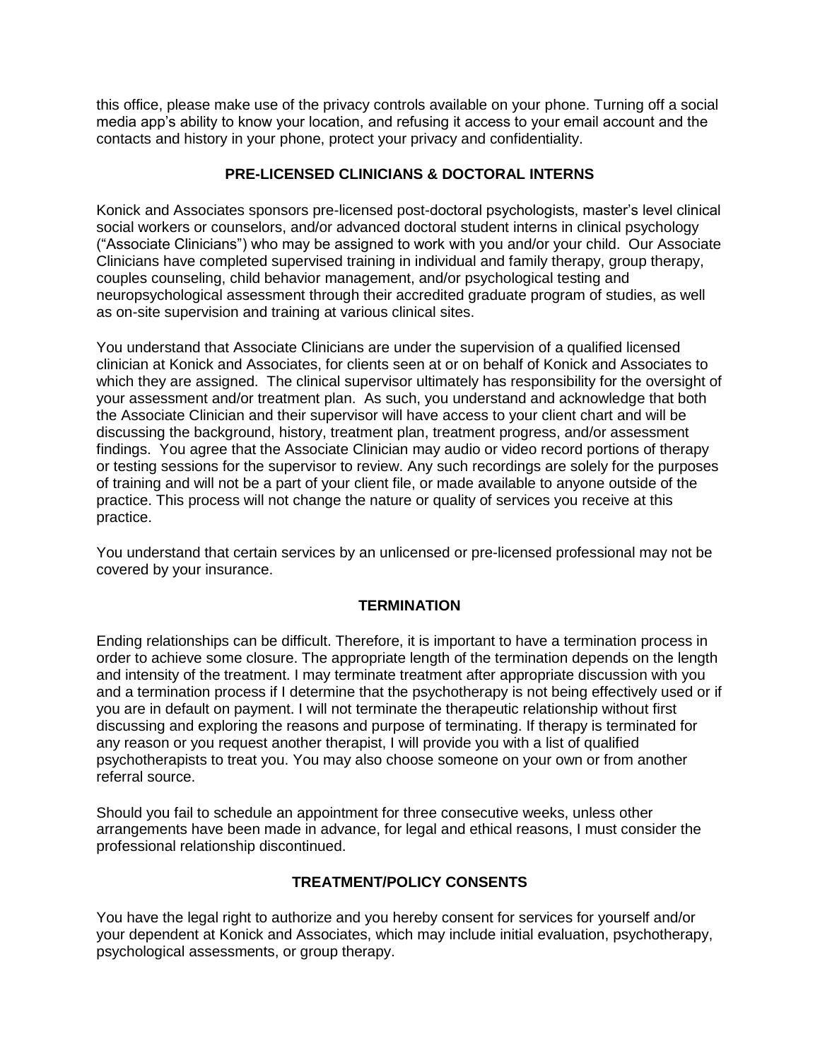this office, please make use of the privacy controls available on your phone. Turning off a social media app's ability to know your location, and refusing it access to your email account and the contacts and history in your phone, protect your privacy and confidentiality.

## PRE-LICENSED CLINICIANS & DOCTORAL INTERNS

Konick and Associates sponsors pre-licensed post-doctoral psychologists, master's level clinical social workers or counselors, and/or advanced doctoral student interns in clinical psychology ("Associate Clinicians") who may be assigned to work with you and/or your child. Our Associate Clinicians have completed supervised training in individual and family therapy, group therapy, couples counseling, child behavior management, and/or psychological testing and neuropsychological assessment through their accredited graduate program of studies, as well as on-site supervision and training at various clinical sites.

You understand that Associate Clinicians are under the supervision of a qualified licensed clinician at Konick and Associates, for clients seen at or on behalf of Konick and Associates to which they are assigned. The clinical supervisor ultimately has responsibility for the oversight of your assessment and/or treatment plan. As such, you understand and acknowledge that both the Associate Clinician and their supervisor will have access to your client chart and will be discussing the background, history, treatment plan, treatment progress, and/or assessment findings. You agree that the Associate Clinician may audio or video record portions of therapy or testing sessions for the supervisor to review. Any such recordings are solely for the purposes of training and will not be a part of your client file, or made available to anyone outside of the practice. This process will not change the nature or quality of services you receive at this practice.

You understand that certain services by an unlicensed or pre-licensed professional may not be covered by your insurance.

## TERMINATION

Ending relationships can be difficult. Therefore, it is important to have a termination process in order to achieve some closure. The appropriate length of the termination depends on the length and intensity of the treatment. I may terminate treatment after appropriate discussion with you and a termination process if I determine that the psychotherapy is not being effectively used or if you are in default on payment. I will not terminate the therapeutic relationship without first discussing and exploring the reasons and purpose of terminating. If therapy is terminated for any reason or you request another therapist, I will provide you with a list of qualified psychotherapists to treat you. You may also choose someone on your own or from another referral source.

Should you fail to schedule an appointment for three consecutive weeks, unless other arrangements have been made in advance, for legal and ethical reasons, I must consider the professional relationship discontinued.

## TREATMENT/POLICY CONSENTS

You have the legal right to authorize and you hereby consent for services for yourself and/or your dependent at Konick and Associates, which may include initial evaluation, psychotherapy, psychological assessments, or group therapy.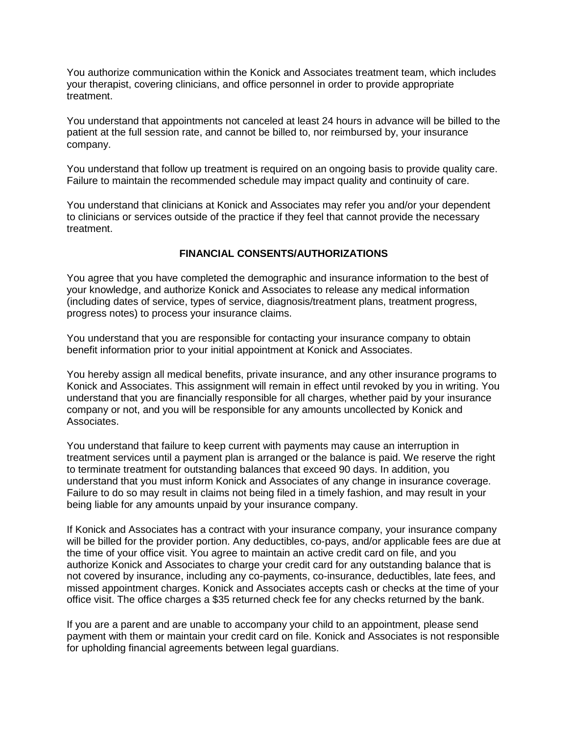You authorize communication within the Konick and Associates treatment team, which includes your therapist, covering clinicians, and office personnel in order to provide appropriate treatment.

You understand that appointments not canceled at least 24 hours in advance will be billed to the patient at the full session rate, and cannot be billed to, nor reimbursed by, your insurance company.

You understand that follow up treatment is required on an ongoing basis to provide quality care. Failure to maintain the recommended schedule may impact quality and continuity of care.

You understand that clinicians at Konick and Associates may refer you and/or your dependent to clinicians or services outside of the practice if they feel that cannot provide the necessary treatment.

## FINANCIAL CONSENTS/AUTHORIZATIONS

You agree that you have completed the demographic and insurance information to the best of your knowledge, and authorize Konick and Associates to release any medical information (including dates of service, types of service, diagnosis/treatment plans, treatment progress, progress notes) to process your insurance claims.

You understand that you are responsible for contacting your insurance company to obtain benefit information prior to your initial appointment at Konick and Associates.

You hereby assign all medical benefits, private insurance, and any other insurance programs to Konick and Associates. This assignment will remain in effect until revoked by you in writing. You understand that you are financially responsible for all charges, whether paid by your insurance company or not, and you will be responsible for any amounts uncollected by Konick and Associates.

You understand that failure to keep current with payments may cause an interruption in treatment services until a payment plan is arranged or the balance is paid. We reserve the right to terminate treatment for outstanding balances that exceed 90 days. In addition, you understand that you must inform Konick and Associates of any change in insurance coverage. Failure to do so may result in claims not being filed in a timely fashion, and may result in your being liable for any amounts unpaid by your insurance company.

If Konick and Associates has a contract with your insurance company, your insurance company will be billed for the provider portion. Any deductibles, co-pays, and/or applicable fees are due at the time of your office visit. You agree to maintain an active credit card on file, and you authorize Konick and Associates to charge your credit card for any outstanding balance that is not covered by insurance, including any co-payments, co-insurance, deductibles, late fees, and missed appointment charges. Konick and Associates accepts cash or checks at the time of your office visit. The office charges a $35 returned check fee for any checks returned by the bank.

If you are a parent and are unable to accompany your child to an appointment, please send payment with them or maintain your credit card on file. Konick and Associates is not responsible for upholding financial agreements between legal guardians.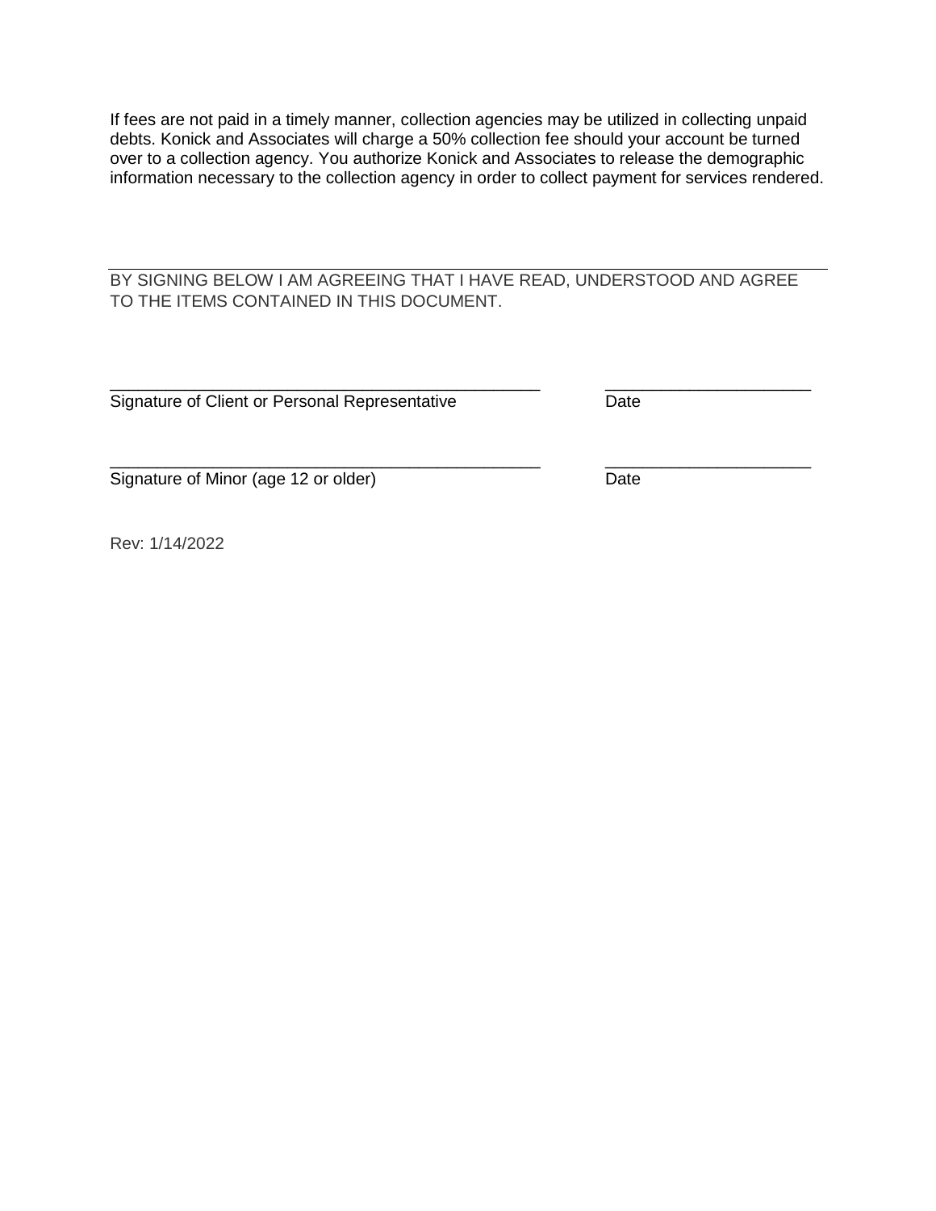If fees are not paid in a timely manner, collection agencies may be utilized in collecting unpaid debts. Konick and Associates will charge a 50% collection fee should your account be turned over to a collection agency. You authorize Konick and Associates to release the demographic information necessary to the collection agency in order to collect payment for services rendered.

---

BY SIGNING BELOW I AM AGREEING THAT I HAVE READ, UNDERSTOOD AND AGREE TO THE ITEMS CONTAINED IN THIS DOCUMENT.

_______________________________________________ &nbsp;&nbsp;&nbsp;&nbsp; ______________________
Signature of Client or Personal Representative &nbsp;&nbsp;&nbsp;&nbsp; Date

_______________________________________________ &nbsp;&nbsp;&nbsp;&nbsp; ______________________
Signature of Minor (age 12 or older) &nbsp;&nbsp;&nbsp;&nbsp; Date

Rev: 1/14/2022